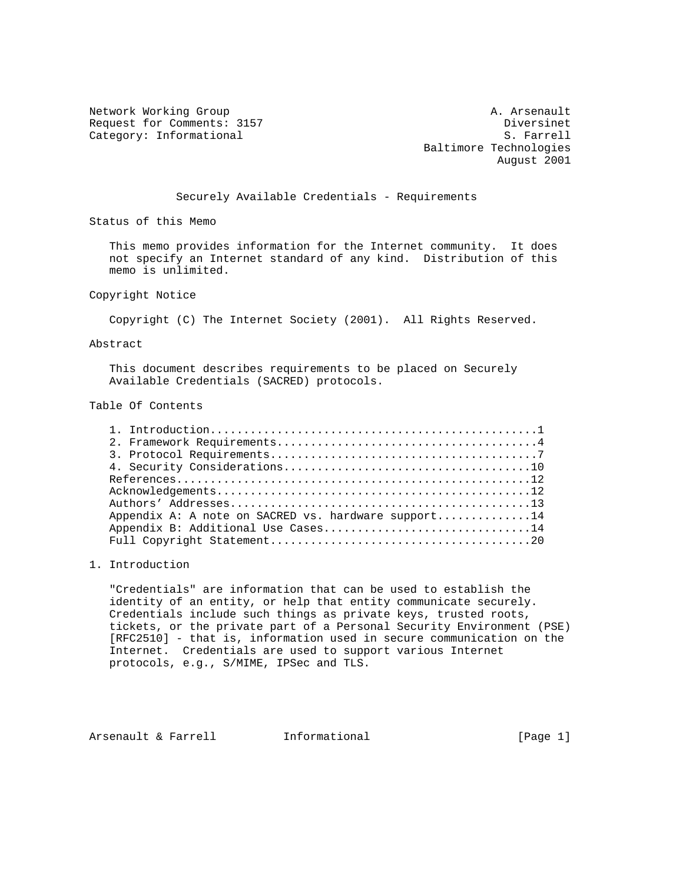Network Working Group — A. Arsenault
Request for Comments: 3157 — Diversinet
Category: Informational — S. Farrell
Baltimore Technologies
August 2001

# Securely Available Credentials - Requirements

## Status of this Memo

This memo provides information for the Internet community. It does not specify an Internet standard of any kind. Distribution of this memo is unlimited.

## Copyright Notice

Copyright (C) The Internet Society (2001). All Rights Reserved.

## Abstract

This document describes requirements to be placed on Securely Available Credentials (SACRED) protocols.

## Table Of Contents

```
1. Introduction.................................................1
2. Framework Requirements.......................................4
3. Protocol Requirements........................................7
4. Security Considerations.....................................10
References.....................................................12
Acknowledgements...............................................12
Authors' Addresses.............................................13
Appendix A: A note on SACRED vs. hardware support..............14
Appendix B: Additional Use Cases...............................14
Full Copyright Statement.......................................20
```

## 1. Introduction

"Credentials" are information that can be used to establish the identity of an entity, or help that entity communicate securely. Credentials include such things as private keys, trusted roots, tickets, or the private part of a Personal Security Environment (PSE) [RFC2510] - that is, information used in secure communication on the Internet. Credentials are used to support various Internet protocols, e.g., S/MIME, IPSec and TLS.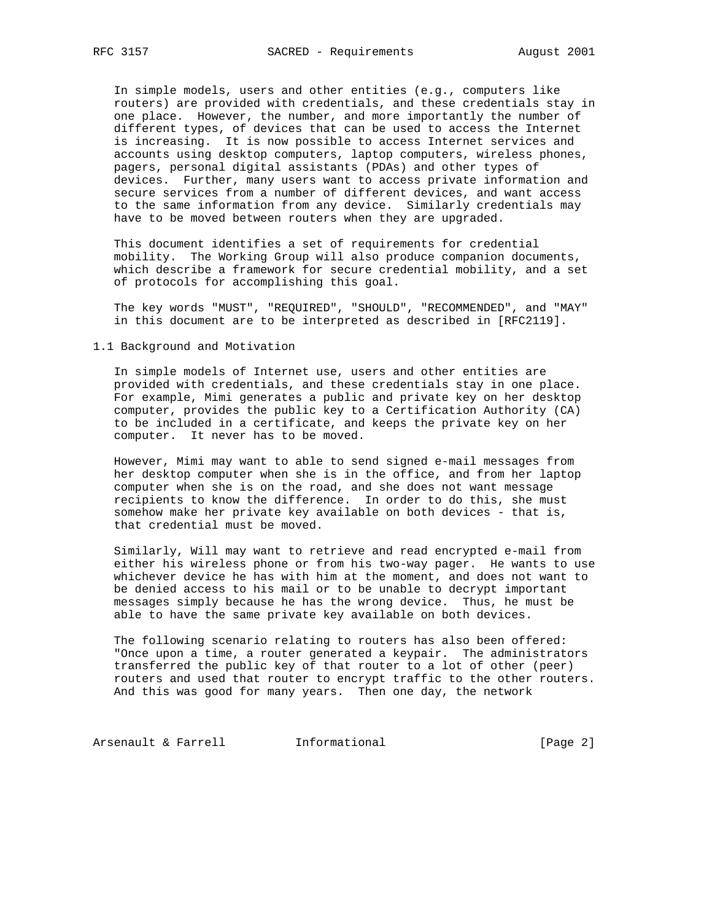In simple models, users and other entities (e.g., computers like routers) are provided with credentials, and these credentials stay in one place. However, the number, and more importantly the number of different types, of devices that can be used to access the Internet is increasing. It is now possible to access Internet services and accounts using desktop computers, laptop computers, wireless phones, pagers, personal digital assistants (PDAs) and other types of devices. Further, many users want to access private information and secure services from a number of different devices, and want access to the same information from any device. Similarly credentials may have to be moved between routers when they are upgraded.

This document identifies a set of requirements for credential mobility. The Working Group will also produce companion documents, which describe a framework for secure credential mobility, and a set of protocols for accomplishing this goal.

The key words "MUST", "REQUIRED", "SHOULD", "RECOMMENDED", and "MAY" in this document are to be interpreted as described in [RFC2119].

## 1.1 Background and Motivation

In simple models of Internet use, users and other entities are provided with credentials, and these credentials stay in one place. For example, Mimi generates a public and private key on her desktop computer, provides the public key to a Certification Authority (CA) to be included in a certificate, and keeps the private key on her computer. It never has to be moved.

However, Mimi may want to able to send signed e-mail messages from her desktop computer when she is in the office, and from her laptop computer when she is on the road, and she does not want message recipients to know the difference. In order to do this, she must somehow make her private key available on both devices - that is, that credential must be moved.

Similarly, Will may want to retrieve and read encrypted e-mail from either his wireless phone or from his two-way pager. He wants to use whichever device he has with him at the moment, and does not want to be denied access to his mail or to be unable to decrypt important messages simply because he has the wrong device. Thus, he must be able to have the same private key available on both devices.

The following scenario relating to routers has also been offered: "Once upon a time, a router generated a keypair. The administrators transferred the public key of that router to a lot of other (peer) routers and used that router to encrypt traffic to the other routers. And this was good for many years. Then one day, the network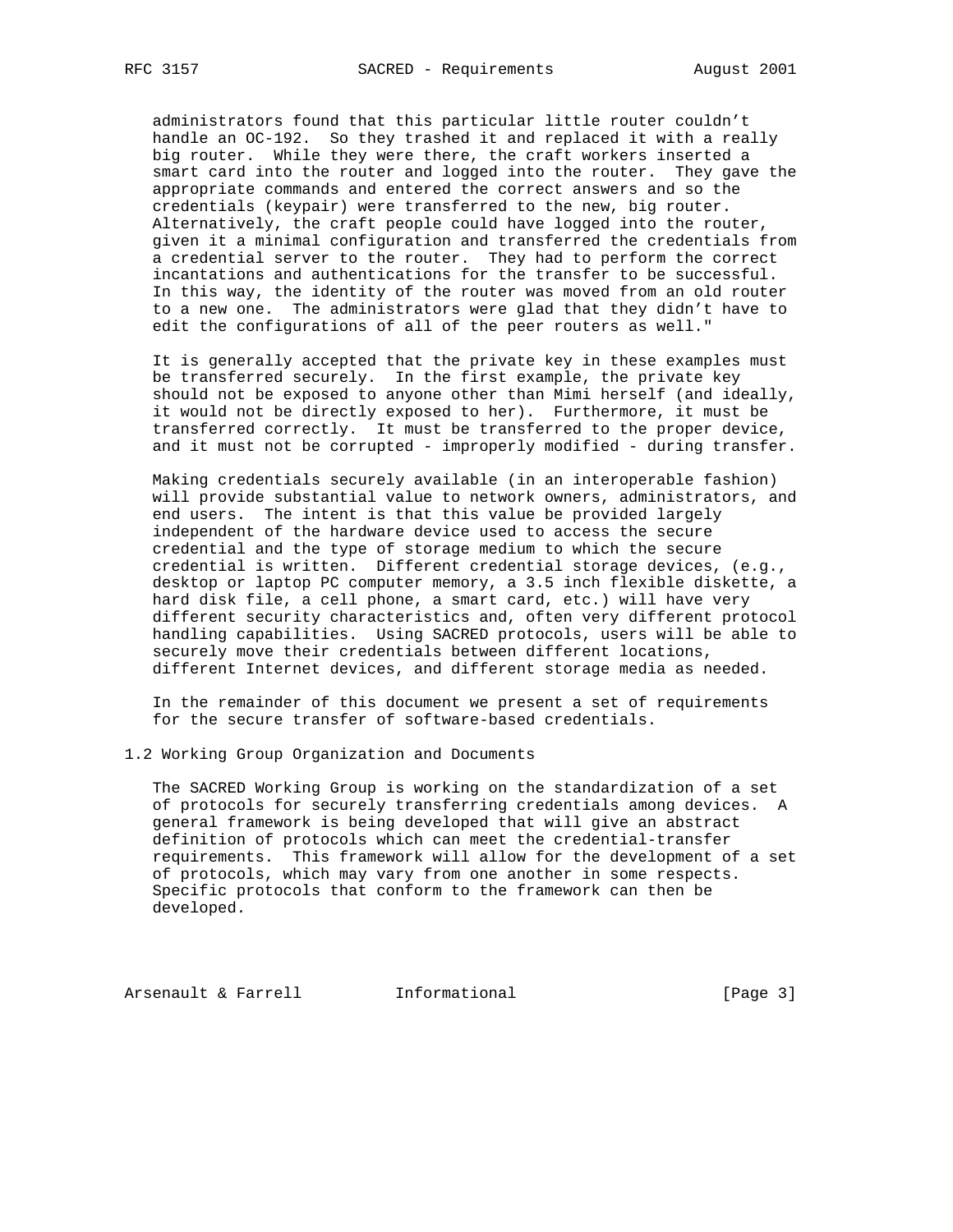administrators found that this particular little router couldn't handle an OC-192. So they trashed it and replaced it with a really big router. While they were there, the craft workers inserted a smart card into the router and logged into the router. They gave the appropriate commands and entered the correct answers and so the credentials (keypair) were transferred to the new, big router. Alternatively, the craft people could have logged into the router, given it a minimal configuration and transferred the credentials from a credential server to the router. They had to perform the correct incantations and authentications for the transfer to be successful. In this way, the identity of the router was moved from an old router to a new one. The administrators were glad that they didn't have to edit the configurations of all of the peer routers as well."

It is generally accepted that the private key in these examples must be transferred securely. In the first example, the private key should not be exposed to anyone other than Mimi herself (and ideally, it would not be directly exposed to her). Furthermore, it must be transferred correctly. It must be transferred to the proper device, and it must not be corrupted - improperly modified - during transfer.

Making credentials securely available (in an interoperable fashion) will provide substantial value to network owners, administrators, and end users. The intent is that this value be provided largely independent of the hardware device used to access the secure credential and the type of storage medium to which the secure credential is written. Different credential storage devices, (e.g., desktop or laptop PC computer memory, a 3.5 inch flexible diskette, a hard disk file, a cell phone, a smart card, etc.) will have very different security characteristics and, often very different protocol handling capabilities. Using SACRED protocols, users will be able to securely move their credentials between different locations, different Internet devices, and different storage media as needed.

In the remainder of this document we present a set of requirements for the secure transfer of software-based credentials.

## 1.2 Working Group Organization and Documents

The SACRED Working Group is working on the standardization of a set of protocols for securely transferring credentials among devices. A general framework is being developed that will give an abstract definition of protocols which can meet the credential-transfer requirements. This framework will allow for the development of a set of protocols, which may vary from one another in some respects. Specific protocols that conform to the framework can then be developed.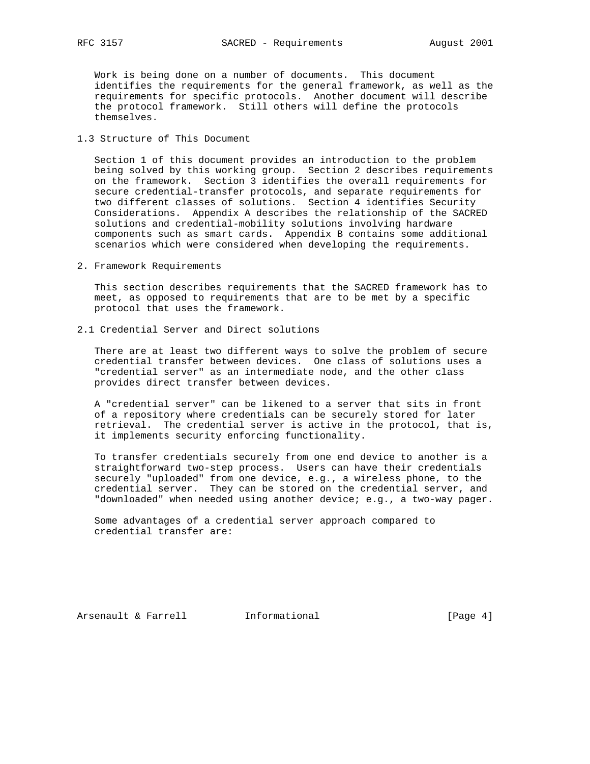Work is being done on a number of documents. This document identifies the requirements for the general framework, as well as the requirements for specific protocols. Another document will describe the protocol framework. Still others will define the protocols themselves.

### 1.3 Structure of This Document

Section 1 of this document provides an introduction to the problem being solved by this working group. Section 2 describes requirements on the framework. Section 3 identifies the overall requirements for secure credential-transfer protocols, and separate requirements for two different classes of solutions. Section 4 identifies Security Considerations. Appendix A describes the relationship of the SACRED solutions and credential-mobility solutions involving hardware components such as smart cards. Appendix B contains some additional scenarios which were considered when developing the requirements.

## 2. Framework Requirements

This section describes requirements that the SACRED framework has to meet, as opposed to requirements that are to be met by a specific protocol that uses the framework.

### 2.1 Credential Server and Direct solutions

There are at least two different ways to solve the problem of secure credential transfer between devices. One class of solutions uses a "credential server" as an intermediate node, and the other class provides direct transfer between devices.

A "credential server" can be likened to a server that sits in front of a repository where credentials can be securely stored for later retrieval. The credential server is active in the protocol, that is, it implements security enforcing functionality.

To transfer credentials securely from one end device to another is a straightforward two-step process. Users can have their credentials securely "uploaded" from one device, e.g., a wireless phone, to the credential server. They can be stored on the credential server, and "downloaded" when needed using another device; e.g., a two-way pager.

Some advantages of a credential server approach compared to credential transfer are: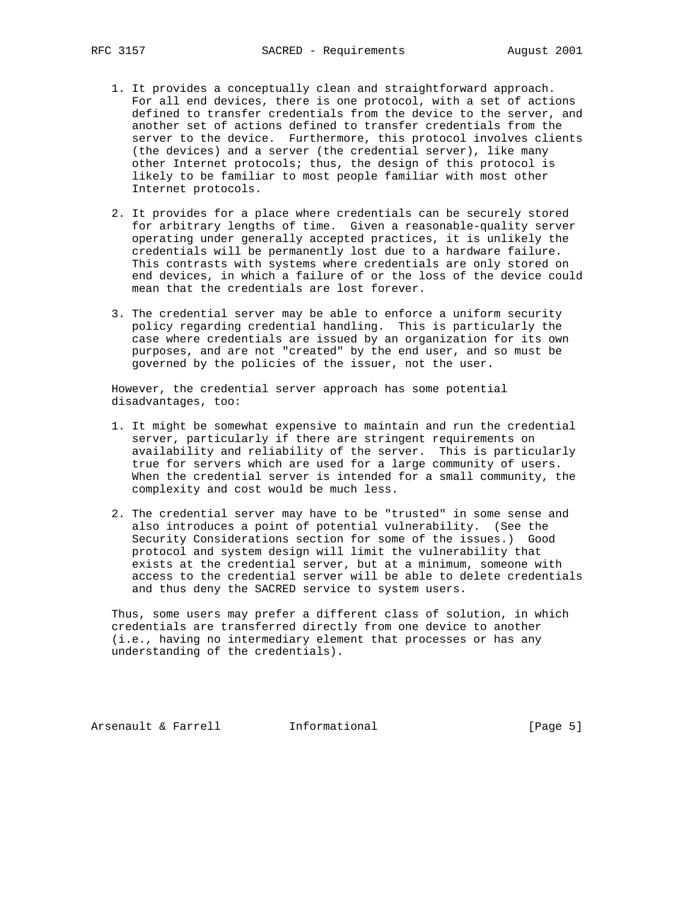1. It provides a conceptually clean and straightforward approach. For all end devices, there is one protocol, with a set of actions defined to transfer credentials from the device to the server, and another set of actions defined to transfer credentials from the server to the device. Furthermore, this protocol involves clients (the devices) and a server (the credential server), like many other Internet protocols; thus, the design of this protocol is likely to be familiar to most people familiar with most other Internet protocols.

2. It provides for a place where credentials can be securely stored for arbitrary lengths of time. Given a reasonable-quality server operating under generally accepted practices, it is unlikely the credentials will be permanently lost due to a hardware failure. This contrasts with systems where credentials are only stored on end devices, in which a failure of or the loss of the device could mean that the credentials are lost forever.

3. The credential server may be able to enforce a uniform security policy regarding credential handling. This is particularly the case where credentials are issued by an organization for its own purposes, and are not "created" by the end user, and so must be governed by the policies of the issuer, not the user.

However, the credential server approach has some potential disadvantages, too:

1. It might be somewhat expensive to maintain and run the credential server, particularly if there are stringent requirements on availability and reliability of the server. This is particularly true for servers which are used for a large community of users. When the credential server is intended for a small community, the complexity and cost would be much less.

2. The credential server may have to be "trusted" in some sense and also introduces a point of potential vulnerability. (See the Security Considerations section for some of the issues.) Good protocol and system design will limit the vulnerability that exists at the credential server, but at a minimum, someone with access to the credential server will be able to delete credentials and thus deny the SACRED service to system users.

Thus, some users may prefer a different class of solution, in which credentials are transferred directly from one device to another (i.e., having no intermediary element that processes or has any understanding of the credentials).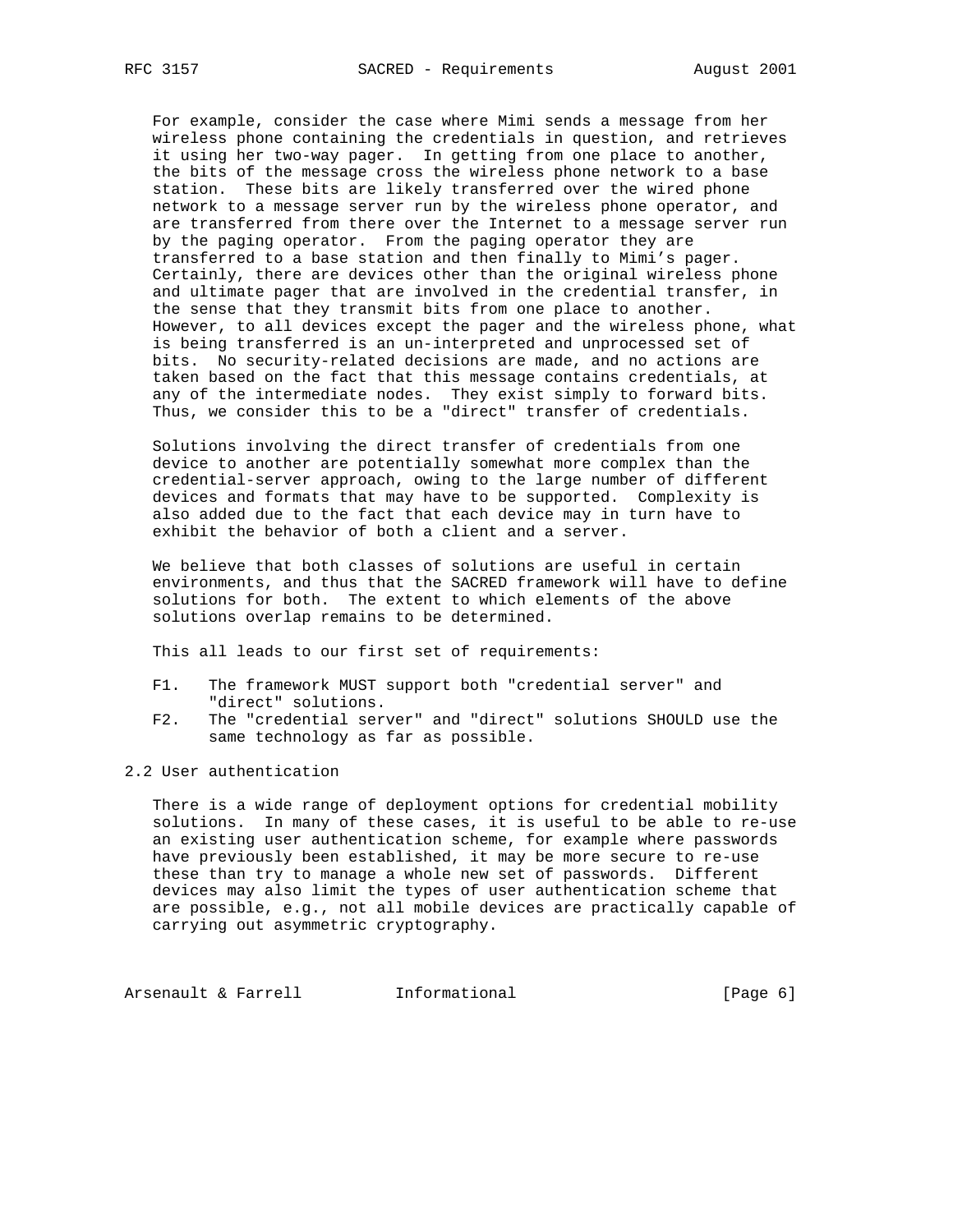For example, consider the case where Mimi sends a message from her wireless phone containing the credentials in question, and retrieves it using her two-way pager. In getting from one place to another, the bits of the message cross the wireless phone network to a base station. These bits are likely transferred over the wired phone network to a message server run by the wireless phone operator, and are transferred from there over the Internet to a message server run by the paging operator. From the paging operator they are transferred to a base station and then finally to Mimi's pager. Certainly, there are devices other than the original wireless phone and ultimate pager that are involved in the credential transfer, in the sense that they transmit bits from one place to another. However, to all devices except the pager and the wireless phone, what is being transferred is an un-interpreted and unprocessed set of bits. No security-related decisions are made, and no actions are taken based on the fact that this message contains credentials, at any of the intermediate nodes. They exist simply to forward bits. Thus, we consider this to be a "direct" transfer of credentials.

Solutions involving the direct transfer of credentials from one device to another are potentially somewhat more complex than the credential-server approach, owing to the large number of different devices and formats that may have to be supported. Complexity is also added due to the fact that each device may in turn have to exhibit the behavior of both a client and a server.

We believe that both classes of solutions are useful in certain environments, and thus that the SACRED framework will have to define solutions for both. The extent to which elements of the above solutions overlap remains to be determined.

This all leads to our first set of requirements:

- F1. The framework MUST support both "credential server" and "direct" solutions.
- F2. The "credential server" and "direct" solutions SHOULD use the same technology as far as possible.

## 2.2 User authentication

There is a wide range of deployment options for credential mobility solutions. In many of these cases, it is useful to be able to re-use an existing user authentication scheme, for example where passwords have previously been established, it may be more secure to re-use these than try to manage a whole new set of passwords. Different devices may also limit the types of user authentication scheme that are possible, e.g., not all mobile devices are practically capable of carrying out asymmetric cryptography.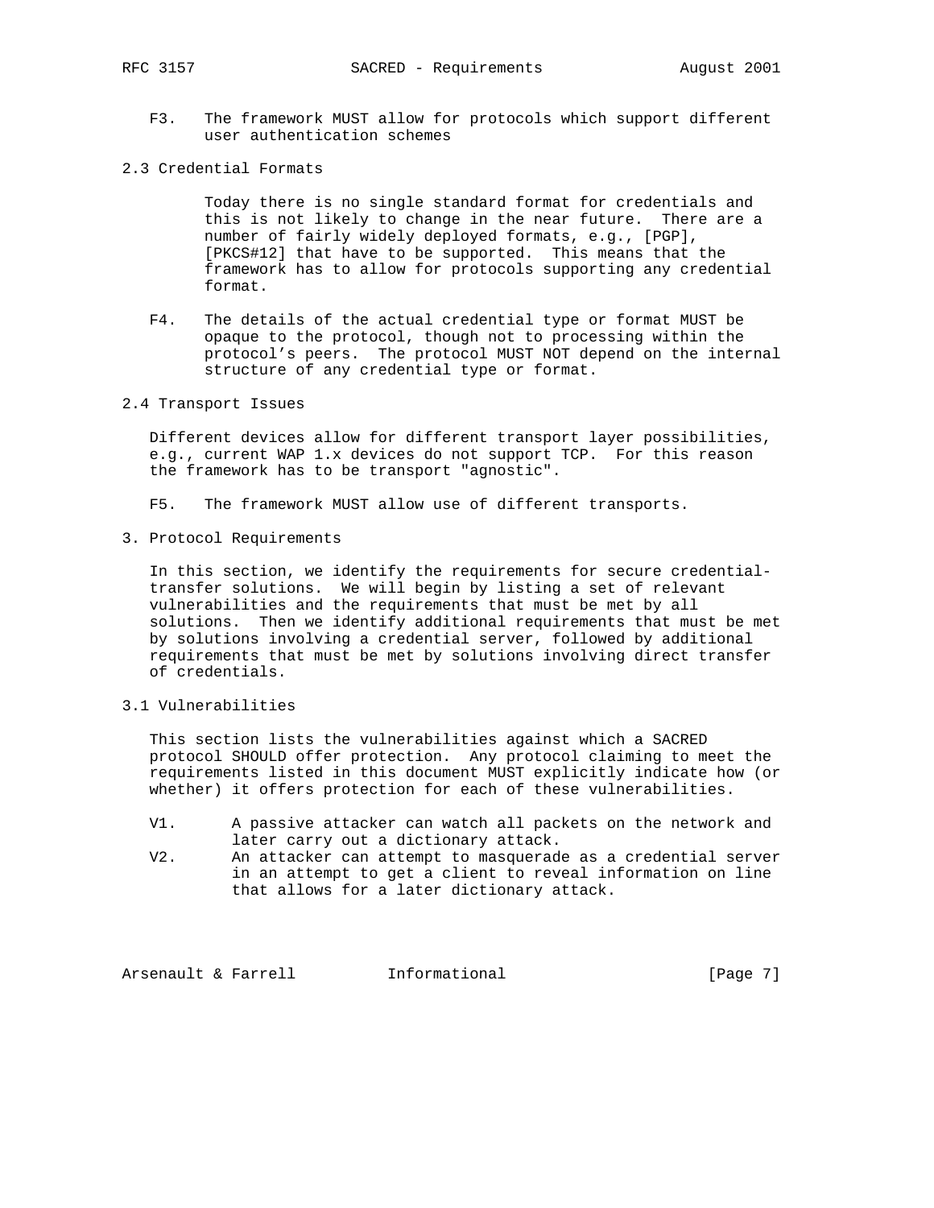F3. The framework MUST allow for protocols which support different user authentication schemes

## 2.3 Credential Formats

Today there is no single standard format for credentials and this is not likely to change in the near future. There are a number of fairly widely deployed formats, e.g., [PGP], [PKCS#12] that have to be supported. This means that the framework has to allow for protocols supporting any credential format.

F4. The details of the actual credential type or format MUST be opaque to the protocol, though not to processing within the protocol's peers. The protocol MUST NOT depend on the internal structure of any credential type or format.

## 2.4 Transport Issues

Different devices allow for different transport layer possibilities, e.g., current WAP 1.x devices do not support TCP. For this reason the framework has to be transport "agnostic".

F5. The framework MUST allow use of different transports.

# 3. Protocol Requirements

In this section, we identify the requirements for secure credential-transfer solutions. We will begin by listing a set of relevant vulnerabilities and the requirements that must be met by all solutions. Then we identify additional requirements that must be met by solutions involving a credential server, followed by additional requirements that must be met by solutions involving direct transfer of credentials.

## 3.1 Vulnerabilities

This section lists the vulnerabilities against which a SACRED protocol SHOULD offer protection. Any protocol claiming to meet the requirements listed in this document MUST explicitly indicate how (or whether) it offers protection for each of these vulnerabilities.

V1. A passive attacker can watch all packets on the network and later carry out a dictionary attack.

V2. An attacker can attempt to masquerade as a credential server in an attempt to get a client to reveal information on line that allows for a later dictionary attack.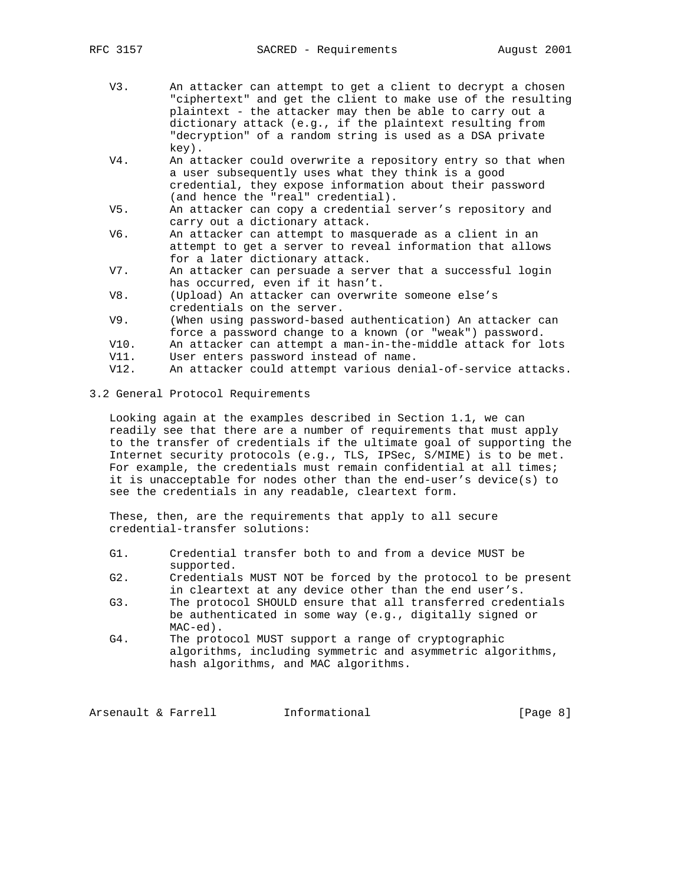V3. An attacker can attempt to get a client to decrypt a chosen "ciphertext" and get the client to make use of the resulting plaintext - the attacker may then be able to carry out a dictionary attack (e.g., if the plaintext resulting from "decryption" of a random string is used as a DSA private key).

V4. An attacker could overwrite a repository entry so that when a user subsequently uses what they think is a good credential, they expose information about their password (and hence the "real" credential).

V5. An attacker can copy a credential server's repository and carry out a dictionary attack.

V6. An attacker can attempt to masquerade as a client in an attempt to get a server to reveal information that allows for a later dictionary attack.

V7. An attacker can persuade a server that a successful login has occurred, even if it hasn't.

V8. (Upload) An attacker can overwrite someone else's credentials on the server.

V9. (When using password-based authentication) An attacker can force a password change to a known (or "weak") password.

V10. An attacker can attempt a man-in-the-middle attack for lots

V11. User enters password instead of name.

V12. An attacker could attempt various denial-of-service attacks.

### 3.2 General Protocol Requirements

Looking again at the examples described in Section 1.1, we can readily see that there are a number of requirements that must apply to the transfer of credentials if the ultimate goal of supporting the Internet security protocols (e.g., TLS, IPSec, S/MIME) is to be met. For example, the credentials must remain confidential at all times; it is unacceptable for nodes other than the end-user's device(s) to see the credentials in any readable, cleartext form.

These, then, are the requirements that apply to all secure credential-transfer solutions:

G1. Credential transfer both to and from a device MUST be supported.

G2. Credentials MUST NOT be forced by the protocol to be present in cleartext at any device other than the end user's.

G3. The protocol SHOULD ensure that all transferred credentials be authenticated in some way (e.g., digitally signed or MAC-ed).

G4. The protocol MUST support a range of cryptographic algorithms, including symmetric and asymmetric algorithms, hash algorithms, and MAC algorithms.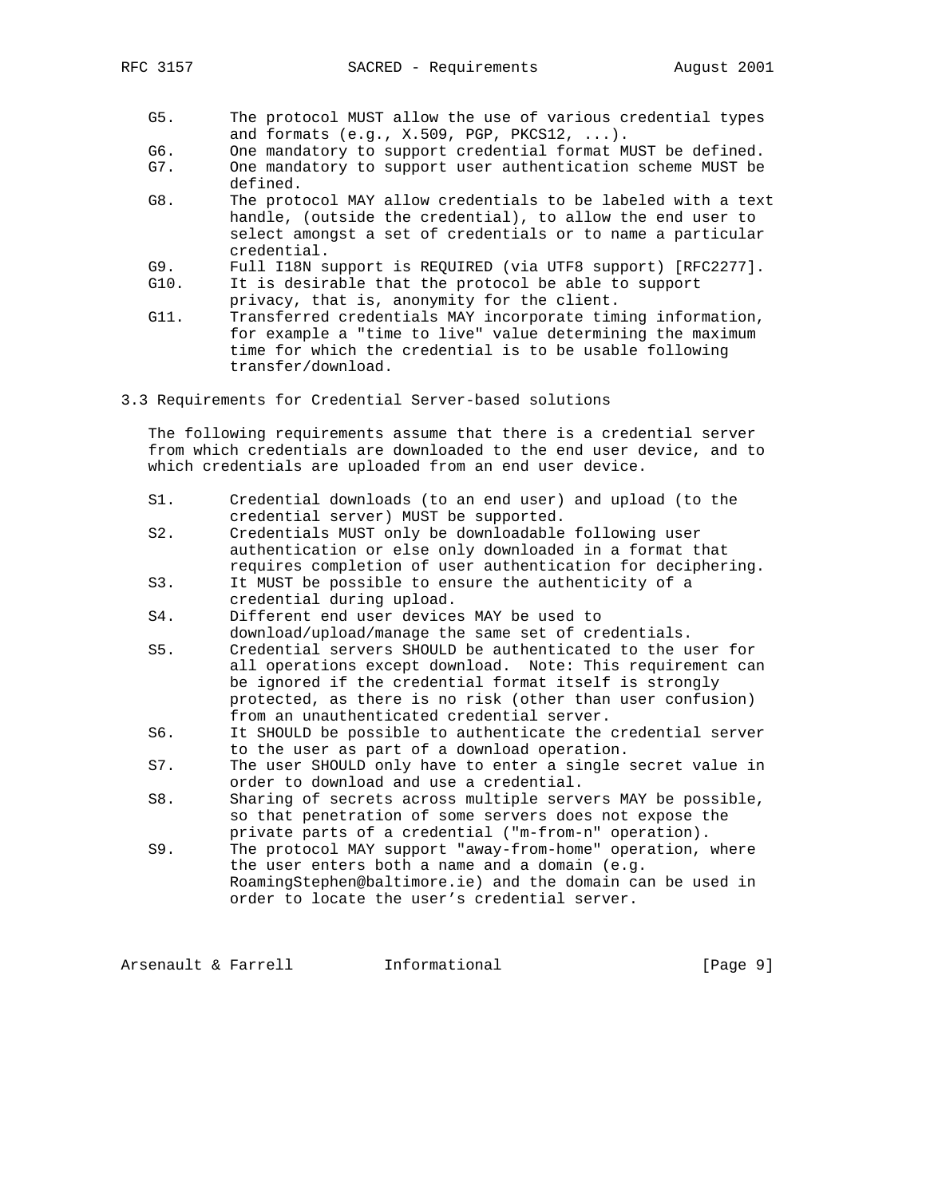G5. The protocol MUST allow the use of various credential types and formats (e.g., X.509, PGP, PKCS12, ...).

G6. One mandatory to support credential format MUST be defined.

G7. One mandatory to support user authentication scheme MUST be defined.

G8. The protocol MAY allow credentials to be labeled with a text handle, (outside the credential), to allow the end user to select amongst a set of credentials or to name a particular credential.

G9. Full I18N support is REQUIRED (via UTF8 support) [RFC2277].

G10. It is desirable that the protocol be able to support privacy, that is, anonymity for the client.

G11. Transferred credentials MAY incorporate timing information, for example a "time to live" value determining the maximum time for which the credential is to be usable following transfer/download.

### 3.3 Requirements for Credential Server-based solutions

The following requirements assume that there is a credential server from which credentials are downloaded to the end user device, and to which credentials are uploaded from an end user device.

S1. Credential downloads (to an end user) and upload (to the credential server) MUST be supported.

S2. Credentials MUST only be downloadable following user authentication or else only downloaded in a format that requires completion of user authentication for deciphering.

S3. It MUST be possible to ensure the authenticity of a credential during upload.

S4. Different end user devices MAY be used to download/upload/manage the same set of credentials.

S5. Credential servers SHOULD be authenticated to the user for all operations except download. Note: This requirement can be ignored if the credential format itself is strongly protected, as there is no risk (other than user confusion) from an unauthenticated credential server.

S6. It SHOULD be possible to authenticate the credential server to the user as part of a download operation.

S7. The user SHOULD only have to enter a single secret value in order to download and use a credential.

S8. Sharing of secrets across multiple servers MAY be possible, so that penetration of some servers does not expose the private parts of a credential ("m-from-n" operation).

S9. The protocol MAY support "away-from-home" operation, where the user enters both a name and a domain (e.g. RoamingStephen@baltimore.ie) and the domain can be used in order to locate the user's credential server.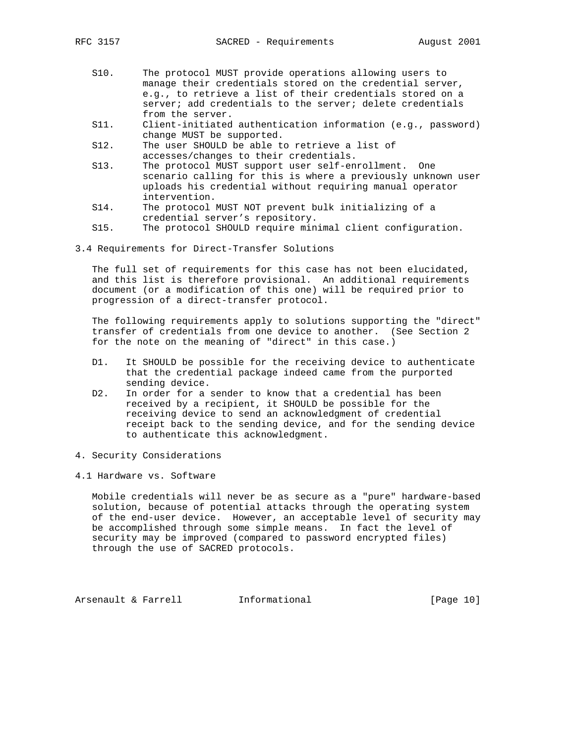S10. The protocol MUST provide operations allowing users to manage their credentials stored on the credential server, e.g., to retrieve a list of their credentials stored on a server; add credentials to the server; delete credentials from the server.

S11. Client-initiated authentication information (e.g., password) change MUST be supported.

S12. The user SHOULD be able to retrieve a list of accesses/changes to their credentials.

S13. The protocol MUST support user self-enrollment. One scenario calling for this is where a previously unknown user uploads his credential without requiring manual operator intervention.

S14. The protocol MUST NOT prevent bulk initializing of a credential server's repository.

S15. The protocol SHOULD require minimal client configuration.

### 3.4 Requirements for Direct-Transfer Solutions

The full set of requirements for this case has not been elucidated, and this list is therefore provisional. An additional requirements document (or a modification of this one) will be required prior to progression of a direct-transfer protocol.

The following requirements apply to solutions supporting the "direct" transfer of credentials from one device to another. (See Section 2 for the note on the meaning of "direct" in this case.)

D1. It SHOULD be possible for the receiving device to authenticate that the credential package indeed came from the purported sending device.

D2. In order for a sender to know that a credential has been received by a recipient, it SHOULD be possible for the receiving device to send an acknowledgment of credential receipt back to the sending device, and for the sending device to authenticate this acknowledgment.

## 4. Security Considerations

### 4.1 Hardware vs. Software

Mobile credentials will never be as secure as a "pure" hardware-based solution, because of potential attacks through the operating system of the end-user device. However, an acceptable level of security may be accomplished through some simple means. In fact the level of security may be improved (compared to password encrypted files) through the use of SACRED protocols.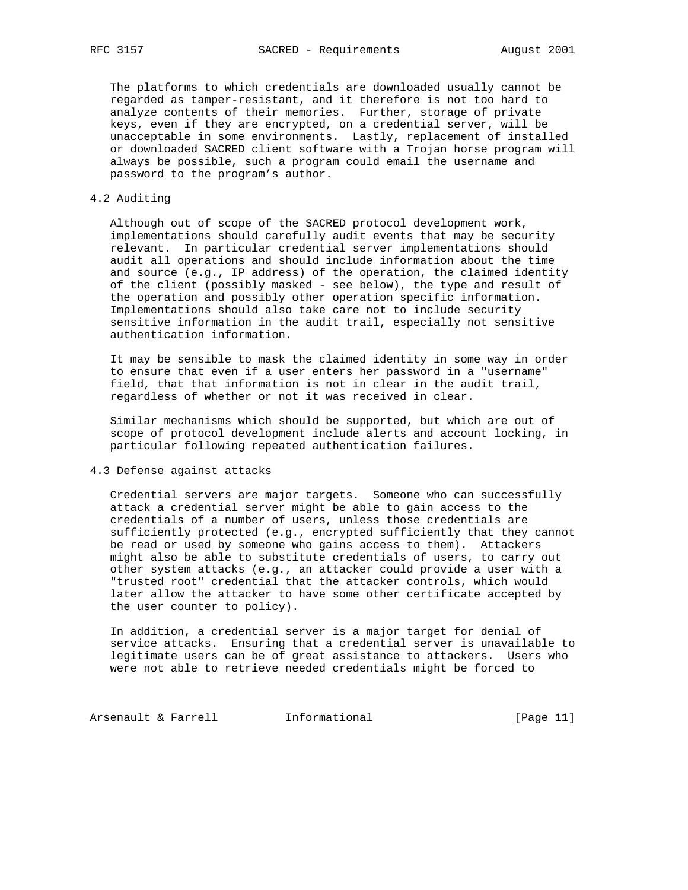The platforms to which credentials are downloaded usually cannot be regarded as tamper-resistant, and it therefore is not too hard to analyze contents of their memories. Further, storage of private keys, even if they are encrypted, on a credential server, will be unacceptable in some environments. Lastly, replacement of installed or downloaded SACRED client software with a Trojan horse program will always be possible, such a program could email the username and password to the program's author.

## 4.2 Auditing

Although out of scope of the SACRED protocol development work, implementations should carefully audit events that may be security relevant. In particular credential server implementations should audit all operations and should include information about the time and source (e.g., IP address) of the operation, the claimed identity of the client (possibly masked - see below), the type and result of the operation and possibly other operation specific information. Implementations should also take care not to include security sensitive information in the audit trail, especially not sensitive authentication information.

It may be sensible to mask the claimed identity in some way in order to ensure that even if a user enters her password in a "username" field, that that information is not in clear in the audit trail, regardless of whether or not it was received in clear.

Similar mechanisms which should be supported, but which are out of scope of protocol development include alerts and account locking, in particular following repeated authentication failures.

## 4.3 Defense against attacks

Credential servers are major targets. Someone who can successfully attack a credential server might be able to gain access to the credentials of a number of users, unless those credentials are sufficiently protected (e.g., encrypted sufficiently that they cannot be read or used by someone who gains access to them). Attackers might also be able to substitute credentials of users, to carry out other system attacks (e.g., an attacker could provide a user with a "trusted root" credential that the attacker controls, which would later allow the attacker to have some other certificate accepted by the user counter to policy).

In addition, a credential server is a major target for denial of service attacks. Ensuring that a credential server is unavailable to legitimate users can be of great assistance to attackers. Users who were not able to retrieve needed credentials might be forced to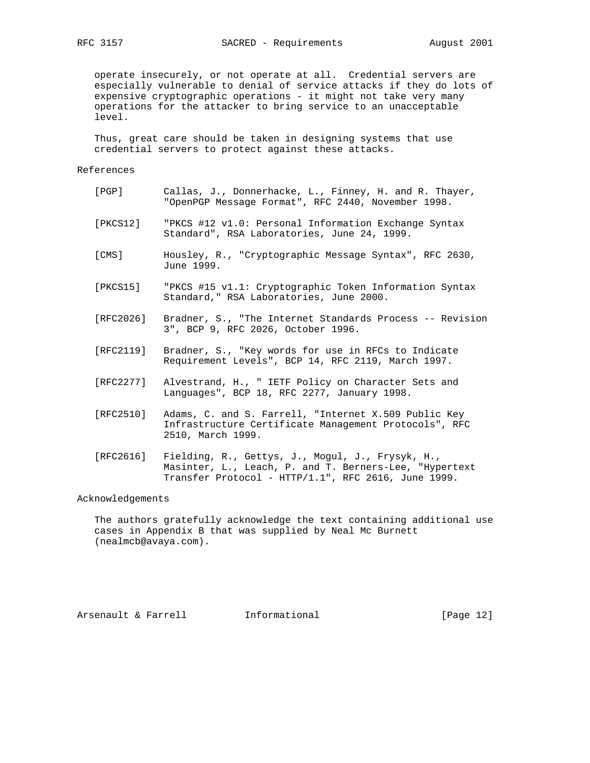operate insecurely, or not operate at all. Credential servers are especially vulnerable to denial of service attacks if they do lots of expensive cryptographic operations - it might not take very many operations for the attacker to bring service to an unacceptable level.

Thus, great care should be taken in designing systems that use credential servers to protect against these attacks.

## References

[PGP] Callas, J., Donnerhacke, L., Finney, H. and R. Thayer, "OpenPGP Message Format", RFC 2440, November 1998.

[PKCS12] "PKCS #12 v1.0: Personal Information Exchange Syntax Standard", RSA Laboratories, June 24, 1999.

[CMS] Housley, R., "Cryptographic Message Syntax", RFC 2630, June 1999.

[PKCS15] "PKCS #15 v1.1: Cryptographic Token Information Syntax Standard," RSA Laboratories, June 2000.

[RFC2026] Bradner, S., "The Internet Standards Process -- Revision 3", BCP 9, RFC 2026, October 1996.

[RFC2119] Bradner, S., "Key words for use in RFCs to Indicate Requirement Levels", BCP 14, RFC 2119, March 1997.

[RFC2277] Alvestrand, H., " IETF Policy on Character Sets and Languages", BCP 18, RFC 2277, January 1998.

[RFC2510] Adams, C. and S. Farrell, "Internet X.509 Public Key Infrastructure Certificate Management Protocols", RFC 2510, March 1999.

[RFC2616] Fielding, R., Gettys, J., Mogul, J., Frysyk, H., Masinter, L., Leach, P. and T. Berners-Lee, "Hypertext Transfer Protocol - HTTP/1.1", RFC 2616, June 1999.

## Acknowledgements

The authors gratefully acknowledge the text containing additional use cases in Appendix B that was supplied by Neal Mc Burnett (nealmcb@avaya.com).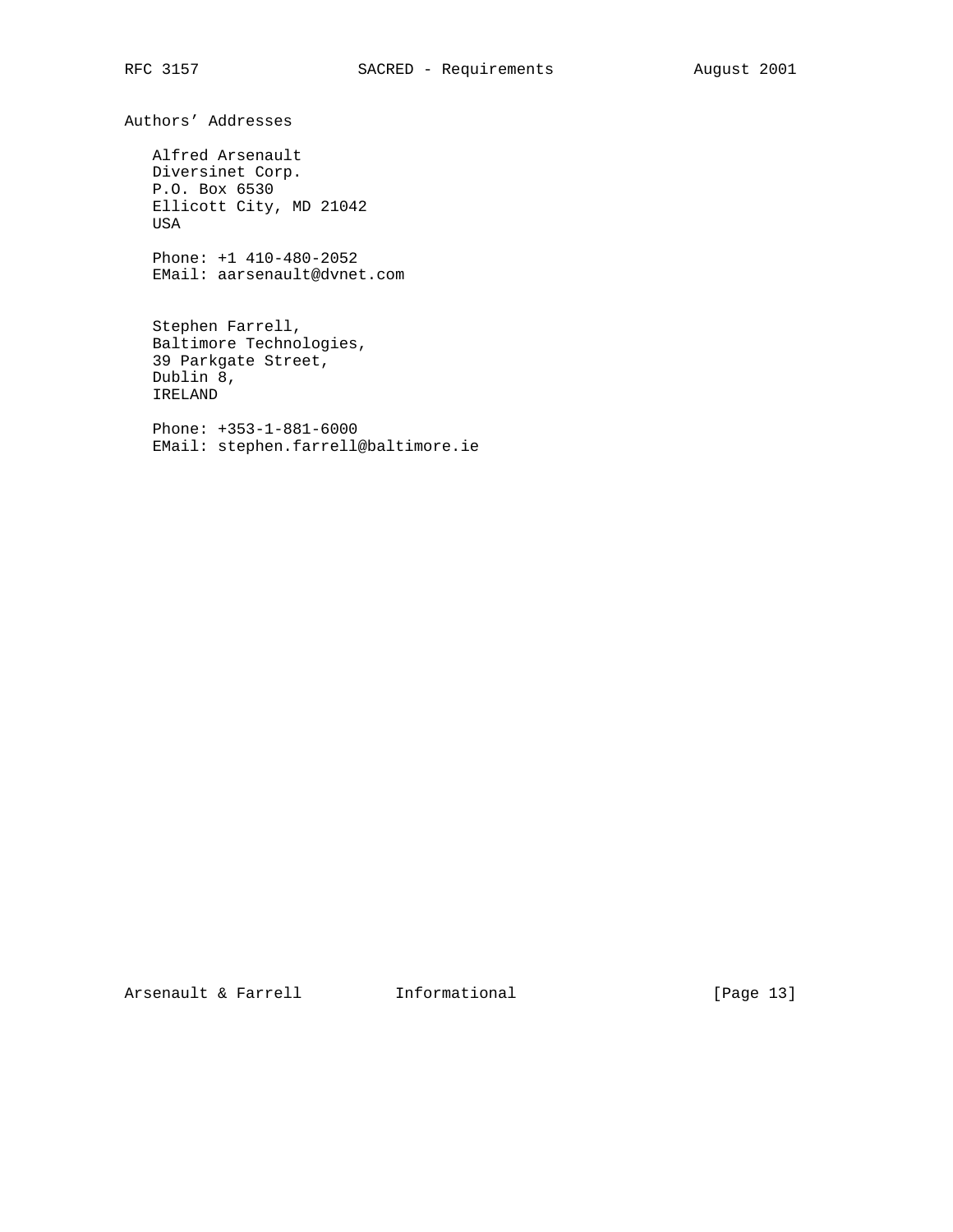## Authors' Addresses

Alfred Arsenault
Diversinet Corp.
P.O. Box 6530
Ellicott City, MD 21042
USA

Phone: +1 410-480-2052
EMail: aarsenault@dvnet.com

Stephen Farrell,
Baltimore Technologies,
39 Parkgate Street,
Dublin 8,
IRELAND

Phone: +353-1-881-6000
EMail: stephen.farrell@baltimore.ie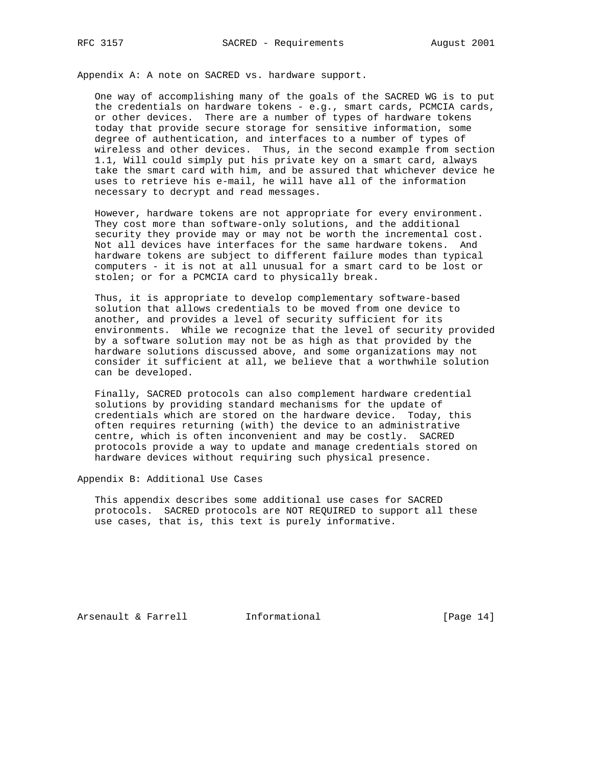## Appendix A: A note on SACRED vs. hardware support.

One way of accomplishing many of the goals of the SACRED WG is to put the credentials on hardware tokens - e.g., smart cards, PCMCIA cards, or other devices. There are a number of types of hardware tokens today that provide secure storage for sensitive information, some degree of authentication, and interfaces to a number of types of wireless and other devices. Thus, in the second example from section 1.1, Will could simply put his private key on a smart card, always take the smart card with him, and be assured that whichever device he uses to retrieve his e-mail, he will have all of the information necessary to decrypt and read messages.

However, hardware tokens are not appropriate for every environment. They cost more than software-only solutions, and the additional security they provide may or may not be worth the incremental cost. Not all devices have interfaces for the same hardware tokens. And hardware tokens are subject to different failure modes than typical computers - it is not at all unusual for a smart card to be lost or stolen; or for a PCMCIA card to physically break.

Thus, it is appropriate to develop complementary software-based solution that allows credentials to be moved from one device to another, and provides a level of security sufficient for its environments. While we recognize that the level of security provided by a software solution may not be as high as that provided by the hardware solutions discussed above, and some organizations may not consider it sufficient at all, we believe that a worthwhile solution can be developed.

Finally, SACRED protocols can also complement hardware credential solutions by providing standard mechanisms for the update of credentials which are stored on the hardware device. Today, this often requires returning (with) the device to an administrative centre, which is often inconvenient and may be costly. SACRED protocols provide a way to update and manage credentials stored on hardware devices without requiring such physical presence.

## Appendix B: Additional Use Cases

This appendix describes some additional use cases for SACRED protocols. SACRED protocols are NOT REQUIRED to support all these use cases, that is, this text is purely informative.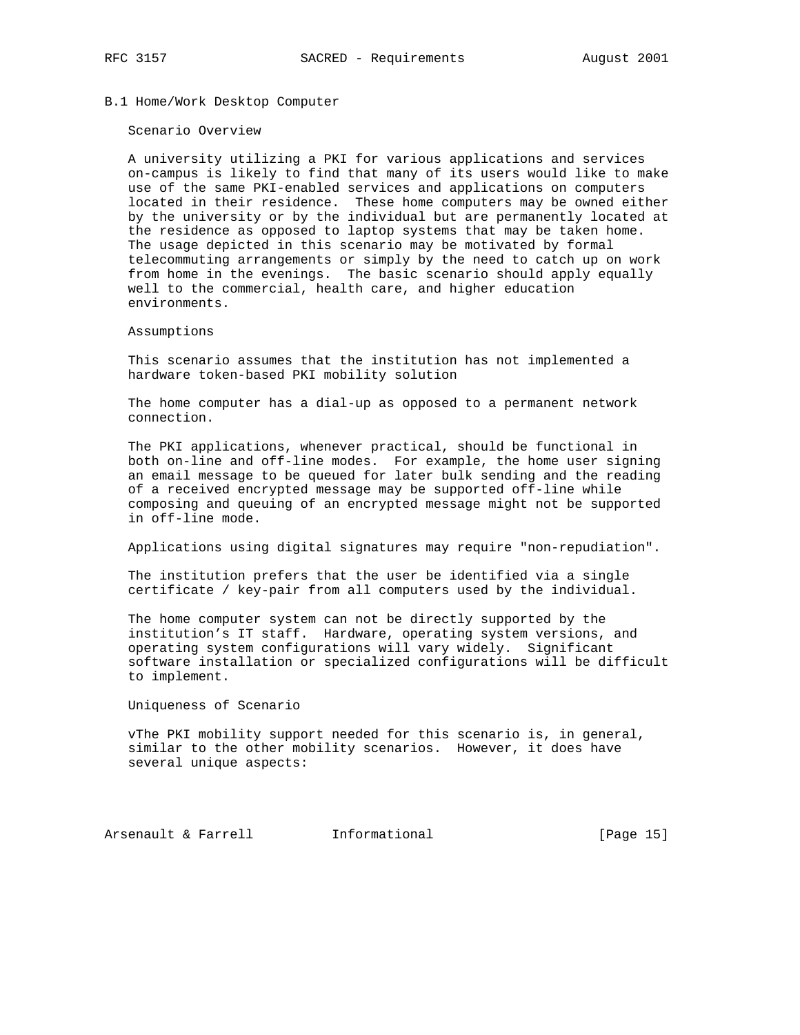### B.1 Home/Work Desktop Computer

#### Scenario Overview

A university utilizing a PKI for various applications and services on-campus is likely to find that many of its users would like to make use of the same PKI-enabled services and applications on computers located in their residence. These home computers may be owned either by the university or by the individual but are permanently located at the residence as opposed to laptop systems that may be taken home. The usage depicted in this scenario may be motivated by formal telecommuting arrangements or simply by the need to catch up on work from home in the evenings. The basic scenario should apply equally well to the commercial, health care, and higher education environments.

#### Assumptions

This scenario assumes that the institution has not implemented a hardware token-based PKI mobility solution

The home computer has a dial-up as opposed to a permanent network connection.

The PKI applications, whenever practical, should be functional in both on-line and off-line modes. For example, the home user signing an email message to be queued for later bulk sending and the reading of a received encrypted message may be supported off-line while composing and queuing of an encrypted message might not be supported in off-line mode.

Applications using digital signatures may require "non-repudiation".

The institution prefers that the user be identified via a single certificate / key-pair from all computers used by the individual.

The home computer system can not be directly supported by the institution’s IT staff. Hardware, operating system versions, and operating system configurations will vary widely. Significant software installation or specialized configurations will be difficult to implement.

#### Uniqueness of Scenario

vThe PKI mobility support needed for this scenario is, in general, similar to the other mobility scenarios. However, it does have several unique aspects: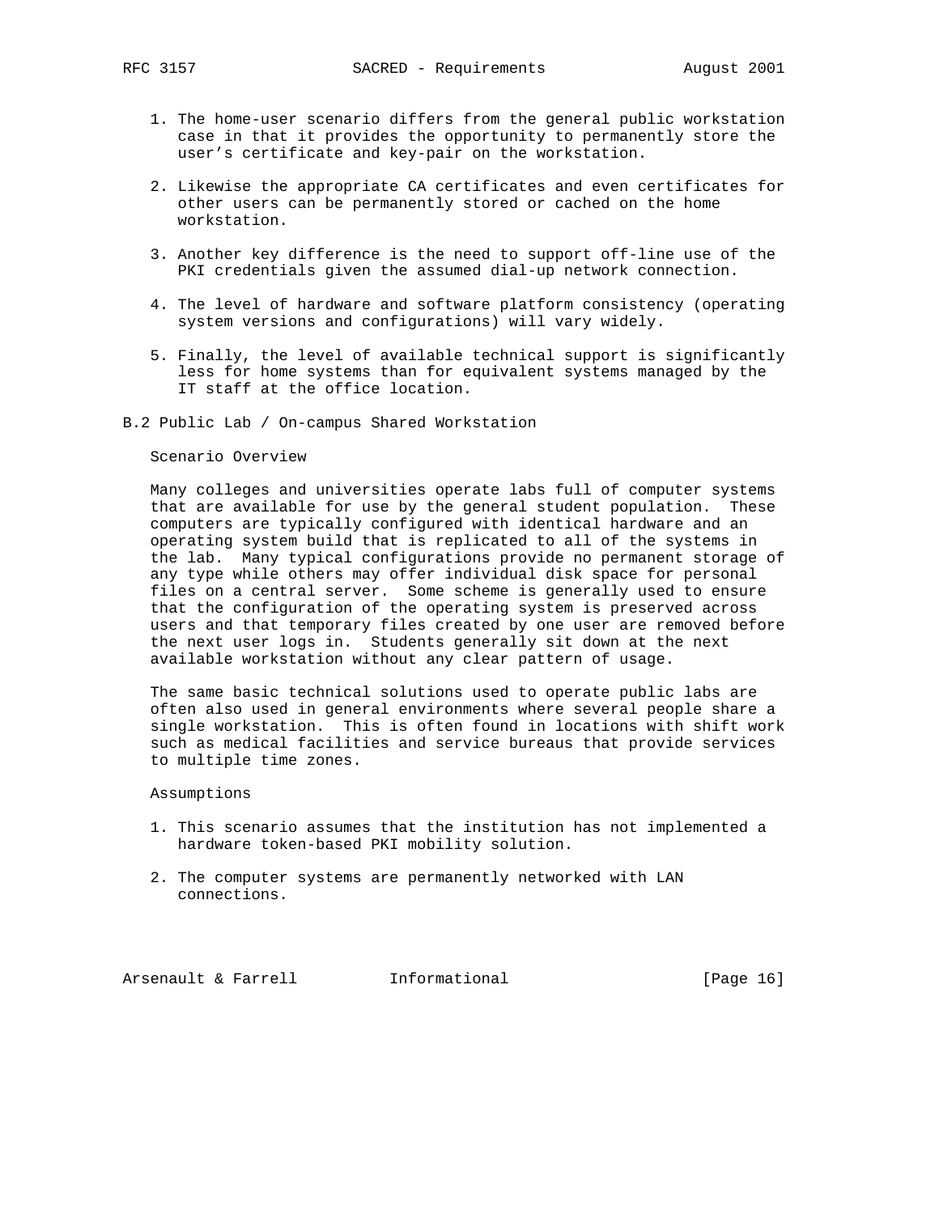1. The home-user scenario differs from the general public workstation case in that it provides the opportunity to permanently store the user's certificate and key-pair on the workstation.

2. Likewise the appropriate CA certificates and even certificates for other users can be permanently stored or cached on the home workstation.

3. Another key difference is the need to support off-line use of the PKI credentials given the assumed dial-up network connection.

4. The level of hardware and software platform consistency (operating system versions and configurations) will vary widely.

5. Finally, the level of available technical support is significantly less for home systems than for equivalent systems managed by the IT staff at the office location.

## B.2 Public Lab / On-campus Shared Workstation

Scenario Overview

Many colleges and universities operate labs full of computer systems that are available for use by the general student population. These computers are typically configured with identical hardware and an operating system build that is replicated to all of the systems in the lab. Many typical configurations provide no permanent storage of any type while others may offer individual disk space for personal files on a central server. Some scheme is generally used to ensure that the configuration of the operating system is preserved across users and that temporary files created by one user are removed before the next user logs in. Students generally sit down at the next available workstation without any clear pattern of usage.

The same basic technical solutions used to operate public labs are often also used in general environments where several people share a single workstation. This is often found in locations with shift work such as medical facilities and service bureaus that provide services to multiple time zones.

Assumptions

1. This scenario assumes that the institution has not implemented a hardware token-based PKI mobility solution.

2. The computer systems are permanently networked with LAN connections.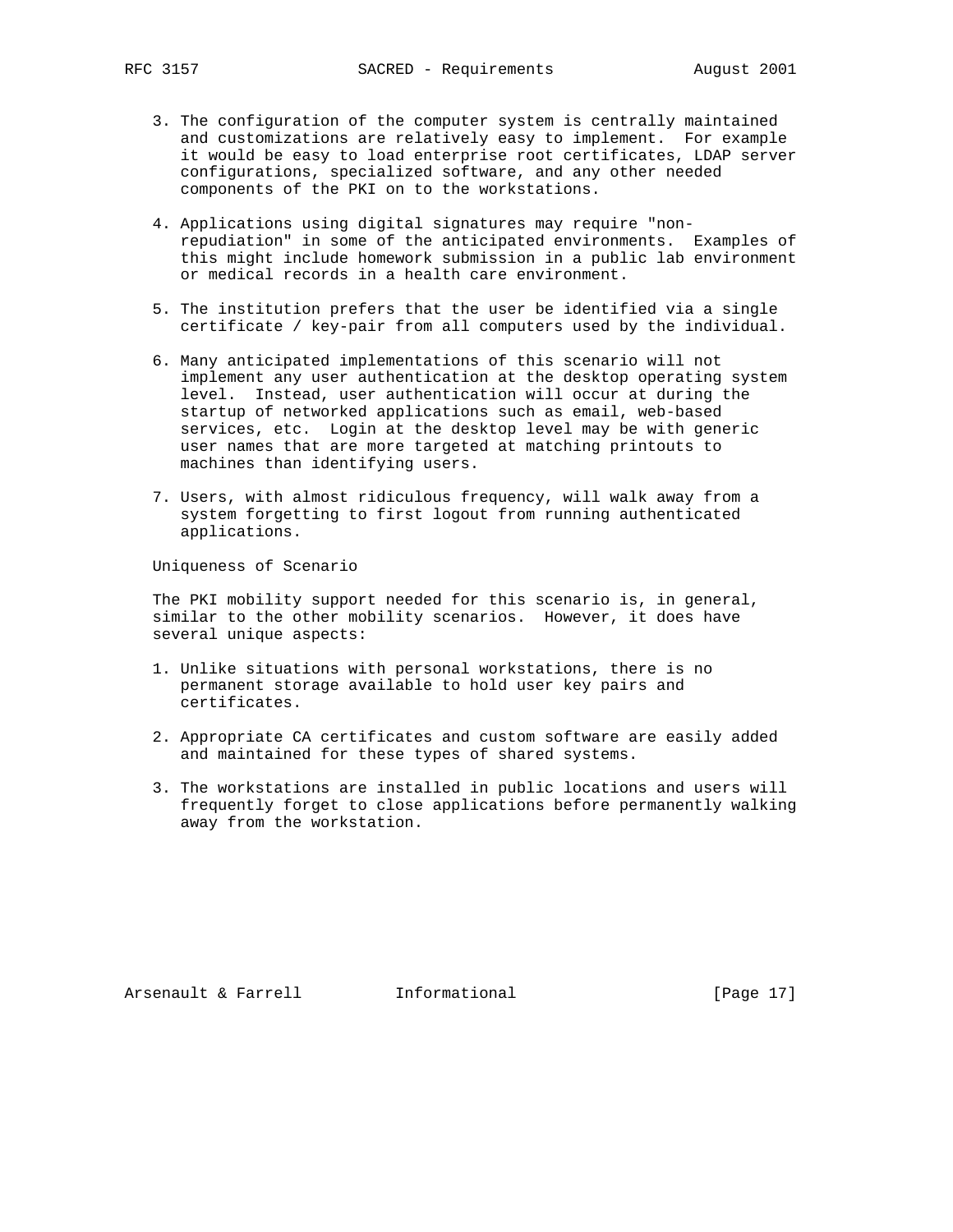3. The configuration of the computer system is centrally maintained and customizations are relatively easy to implement. For example it would be easy to load enterprise root certificates, LDAP server configurations, specialized software, and any other needed components of the PKI on to the workstations.

4. Applications using digital signatures may require "non-repudiation" in some of the anticipated environments. Examples of this might include homework submission in a public lab environment or medical records in a health care environment.

5. The institution prefers that the user be identified via a single certificate / key-pair from all computers used by the individual.

6. Many anticipated implementations of this scenario will not implement any user authentication at the desktop operating system level. Instead, user authentication will occur at during the startup of networked applications such as email, web-based services, etc. Login at the desktop level may be with generic user names that are more targeted at matching printouts to machines than identifying users.

7. Users, with almost ridiculous frequency, will walk away from a system forgetting to first logout from running authenticated applications.

Uniqueness of Scenario

The PKI mobility support needed for this scenario is, in general, similar to the other mobility scenarios. However, it does have several unique aspects:

1. Unlike situations with personal workstations, there is no permanent storage available to hold user key pairs and certificates.

2. Appropriate CA certificates and custom software are easily added and maintained for these types of shared systems.

3. The workstations are installed in public locations and users will frequently forget to close applications before permanently walking away from the workstation.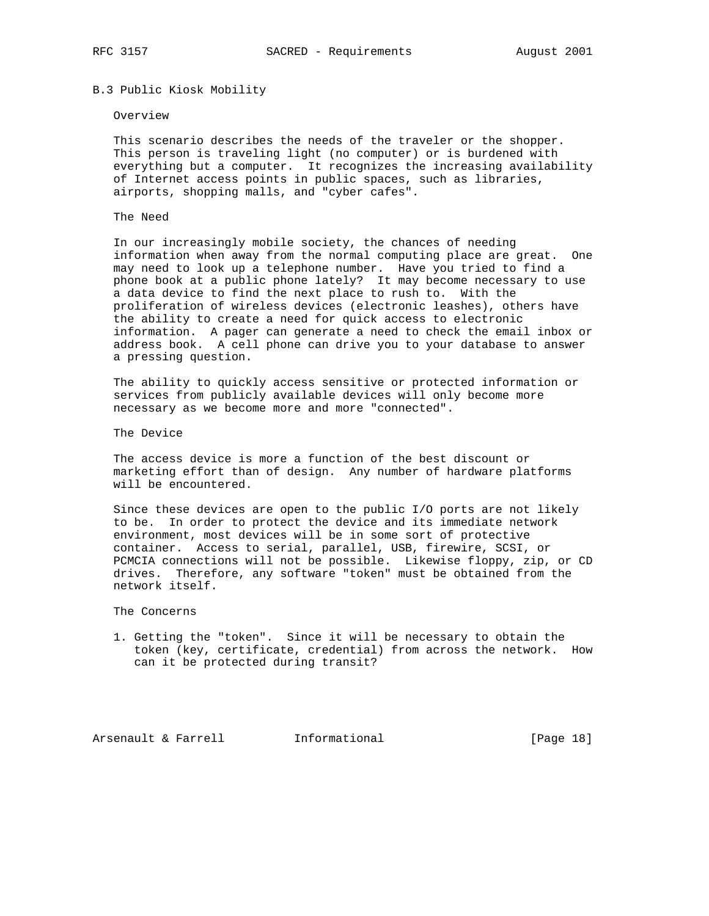### B.3 Public Kiosk Mobility

#### Overview

This scenario describes the needs of the traveler or the shopper. This person is traveling light (no computer) or is burdened with everything but a computer. It recognizes the increasing availability of Internet access points in public spaces, such as libraries, airports, shopping malls, and "cyber cafes".

#### The Need

In our increasingly mobile society, the chances of needing information when away from the normal computing place are great. One may need to look up a telephone number. Have you tried to find a phone book at a public phone lately? It may become necessary to use a data device to find the next place to rush to. With the proliferation of wireless devices (electronic leashes), others have the ability to create a need for quick access to electronic information. A pager can generate a need to check the email inbox or address book. A cell phone can drive you to your database to answer a pressing question.

The ability to quickly access sensitive or protected information or services from publicly available devices will only become more necessary as we become more and more "connected".

#### The Device

The access device is more a function of the best discount or marketing effort than of design. Any number of hardware platforms will be encountered.

Since these devices are open to the public I/O ports are not likely to be. In order to protect the device and its immediate network environment, most devices will be in some sort of protective container. Access to serial, parallel, USB, firewire, SCSI, or PCMCIA connections will not be possible. Likewise floppy, zip, or CD drives. Therefore, any software "token" must be obtained from the network itself.

#### The Concerns

1. Getting the "token". Since it will be necessary to obtain the token (key, certificate, credential) from across the network. How can it be protected during transit?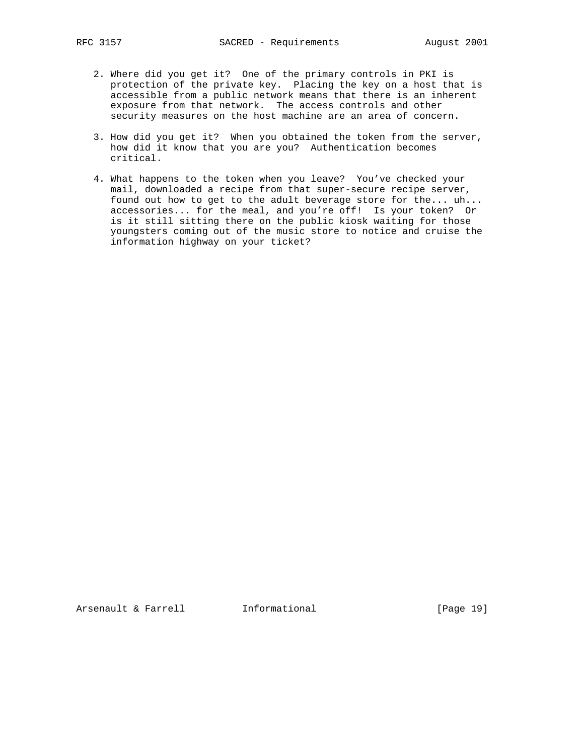2. Where did you get it? One of the primary controls in PKI is protection of the private key. Placing the key on a host that is accessible from a public network means that there is an inherent exposure from that network. The access controls and other security measures on the host machine are an area of concern.

3. How did you get it? When you obtained the token from the server, how did it know that you are you? Authentication becomes critical.

4. What happens to the token when you leave? You've checked your mail, downloaded a recipe from that super-secure recipe server, found out how to get to the adult beverage store for the... uh... accessories... for the meal, and you're off! Is your token? Or is it still sitting there on the public kiosk waiting for those youngsters coming out of the music store to notice and cruise the information highway on your ticket?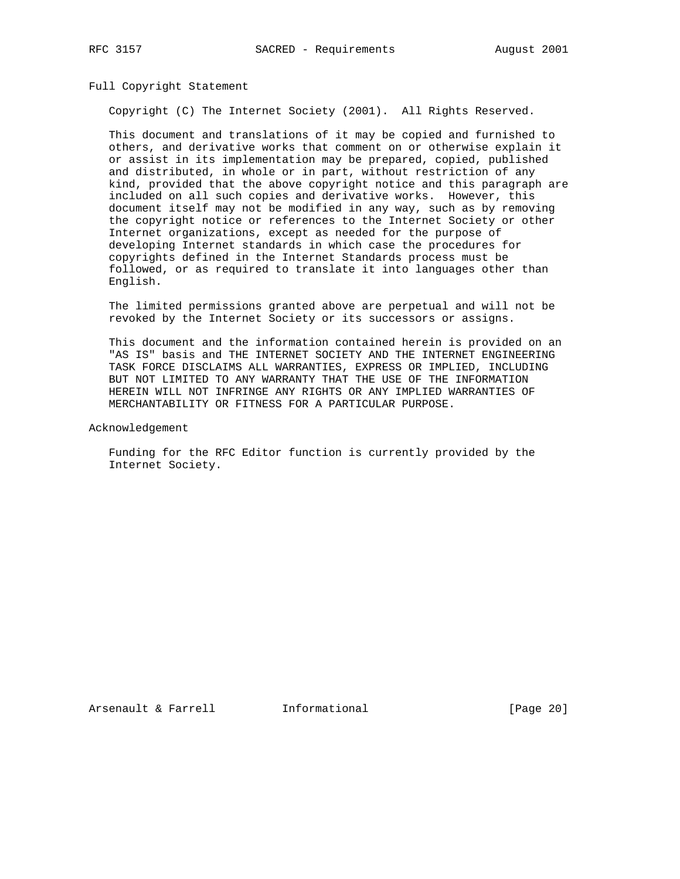## Full Copyright Statement

Copyright (C) The Internet Society (2001). All Rights Reserved.

This document and translations of it may be copied and furnished to others, and derivative works that comment on or otherwise explain it or assist in its implementation may be prepared, copied, published and distributed, in whole or in part, without restriction of any kind, provided that the above copyright notice and this paragraph are included on all such copies and derivative works. However, this document itself may not be modified in any way, such as by removing the copyright notice or references to the Internet Society or other Internet organizations, except as needed for the purpose of developing Internet standards in which case the procedures for copyrights defined in the Internet Standards process must be followed, or as required to translate it into languages other than English.

The limited permissions granted above are perpetual and will not be revoked by the Internet Society or its successors or assigns.

This document and the information contained herein is provided on an "AS IS" basis and THE INTERNET SOCIETY AND THE INTERNET ENGINEERING TASK FORCE DISCLAIMS ALL WARRANTIES, EXPRESS OR IMPLIED, INCLUDING BUT NOT LIMITED TO ANY WARRANTY THAT THE USE OF THE INFORMATION HEREIN WILL NOT INFRINGE ANY RIGHTS OR ANY IMPLIED WARRANTIES OF MERCHANTABILITY OR FITNESS FOR A PARTICULAR PURPOSE.

## Acknowledgement

Funding for the RFC Editor function is currently provided by the Internet Society.